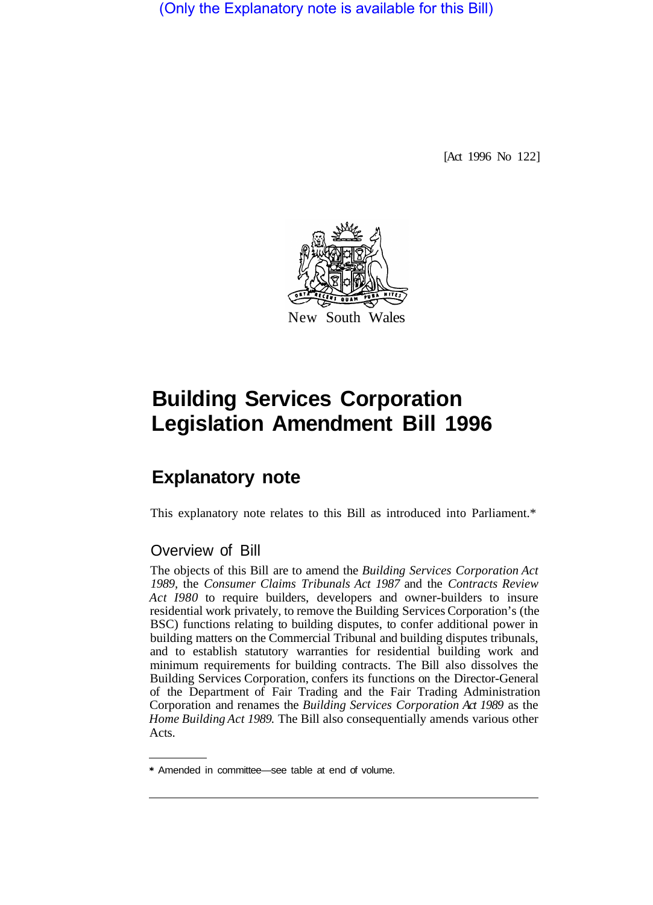(Only the Explanatory note is available for this Bill)

[Act 1996 No 122]

New South Wales

# Building Services Corporation Legislation Amendment Bill 1996

## Explanatory note

This explanatory note relates to this Bill as introduced into Parliament.*

### Overview of Bill

The objects of this Bill are to amend the *Building Services Corporation Act 1989*, the *Consumer Claims Tribunals Act 1987* and the *Contracts Review Act 1980* to require builders, developers and owner-builders to insure residential work privately, to remove the Building Services Corporation's (the BSC) functions relating to building disputes, to confer additional power in building matters on the Commercial Tribunal and building disputes tribunals, and to establish statutory warranties for residential building work and minimum requirements for building contracts. The Bill also dissolves the Building Services Corporation, confers its functions on the Director-General of the Department of Fair Trading and the Fair Trading Administration Corporation and renames the *Building Services Corporation Act 1989* as the *Home Building Act 1989*. The Bill also consequentially amends various other Acts.

---

* Amended in committee—see table at end of volume.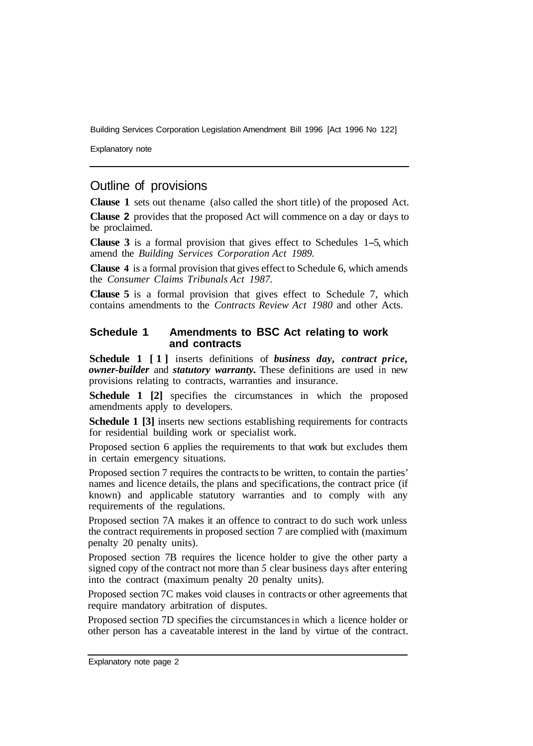## Outline of provisions

**Clause 1** sets out the name (also called the short title) of the proposed Act.

**Clause 2** provides that the proposed Act will commence on a day or days to be proclaimed.

**Clause 3** is a formal provision that gives effect to Schedules 1–5, which amend the *Building Services Corporation Act 1989.*

**Clause 4** is a formal provision that gives effect to Schedule 6, which amends the *Consumer Claims Tribunals Act 1987*.

**Clause 5** is a formal provision that gives effect to Schedule 7, which contains amendments to the *Contracts Review Act 1980* and other Acts.

### Schedule 1 Amendments to BSC Act relating to work and contracts

**Schedule 1 [1]** inserts definitions of ***business day***, ***contract price***, ***owner-builder*** and ***statutory warranty***. These definitions are used in new provisions relating to contracts, warranties and insurance.

**Schedule 1 [2]** specifies the circumstances in which the proposed amendments apply to developers.

**Schedule 1 [3]** inserts new sections establishing requirements for contracts for residential building work or specialist work.

Proposed section 6 applies the requirements to that work but excludes them in certain emergency situations.

Proposed section 7 requires the contracts to be written, to contain the parties' names and licence details, the plans and specifications, the contract price (if known) and applicable statutory warranties and to comply with any requirements of the regulations.

Proposed section 7A makes it an offence to contract to do such work unless the contract requirements in proposed section 7 are complied with (maximum penalty 20 penalty units).

Proposed section 7B requires the licence holder to give the other party a signed copy of the contract not more than 5 clear business days after entering into the contract (maximum penalty 20 penalty units).

Proposed section 7C makes void clauses in contracts or other agreements that require mandatory arbitration of disputes.

Proposed section 7D specifies the circumstances in which a licence holder or other person has a caveatable interest in the land by virtue of the contract.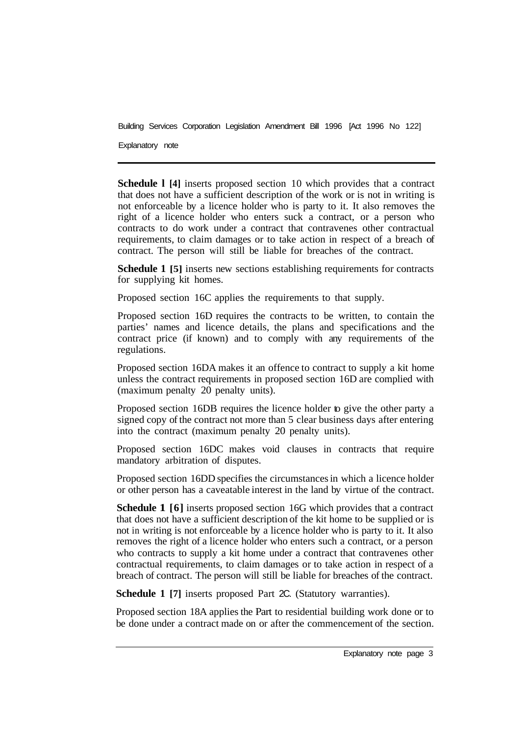**Schedule l [4]** inserts proposed section 10 which provides that a contract that does not have a sufficient description of the work or is not in writing is not enforceable by a licence holder who is party to it. It also removes the right of a licence holder who enters suck a contract, or a person who contracts to do work under a contract that contravenes other contractual requirements, to claim damages or to take action in respect of a breach of contract. The person will still be liable for breaches of the contract.

**Schedule 1 [5]** inserts new sections establishing requirements for contracts for supplying kit homes.

Proposed section 16C applies the requirements to that supply.

Proposed section 16D requires the contracts to be written, to contain the parties' names and licence details, the plans and specifications and the contract price (if known) and to comply with any requirements of the regulations.

Proposed section 16DA makes it an offence to contract to supply a kit home unless the contract requirements in proposed section 16D are complied with (maximum penalty 20 penalty units).

Proposed section 16DB requires the licence holder to give the other party a signed copy of the contract not more than 5 clear business days after entering into the contract (maximum penalty 20 penalty units).

Proposed section 16DC makes void clauses in contracts that require mandatory arbitration of disputes.

Proposed section 16DD specifies the circumstances in which a licence holder or other person has a caveatable interest in the land by virtue of the contract.

**Schedule 1 [6]** inserts proposed section 16G which provides that a contract that does not have a sufficient description of the kit home to be supplied or is not in writing is not enforceable by a licence holder who is party to it. It also removes the right of a licence holder who enters such a contract, or a person who contracts to supply a kit home under a contract that contravenes other contractual requirements, to claim damages or to take action in respect of a breach of contract. The person will still be liable for breaches of the contract.

**Schedule 1 [7]** inserts proposed Part 2C. (Statutory warranties).

Proposed section 18A applies the Part to residential building work done or to be done under a contract made on or after the commencement of the section.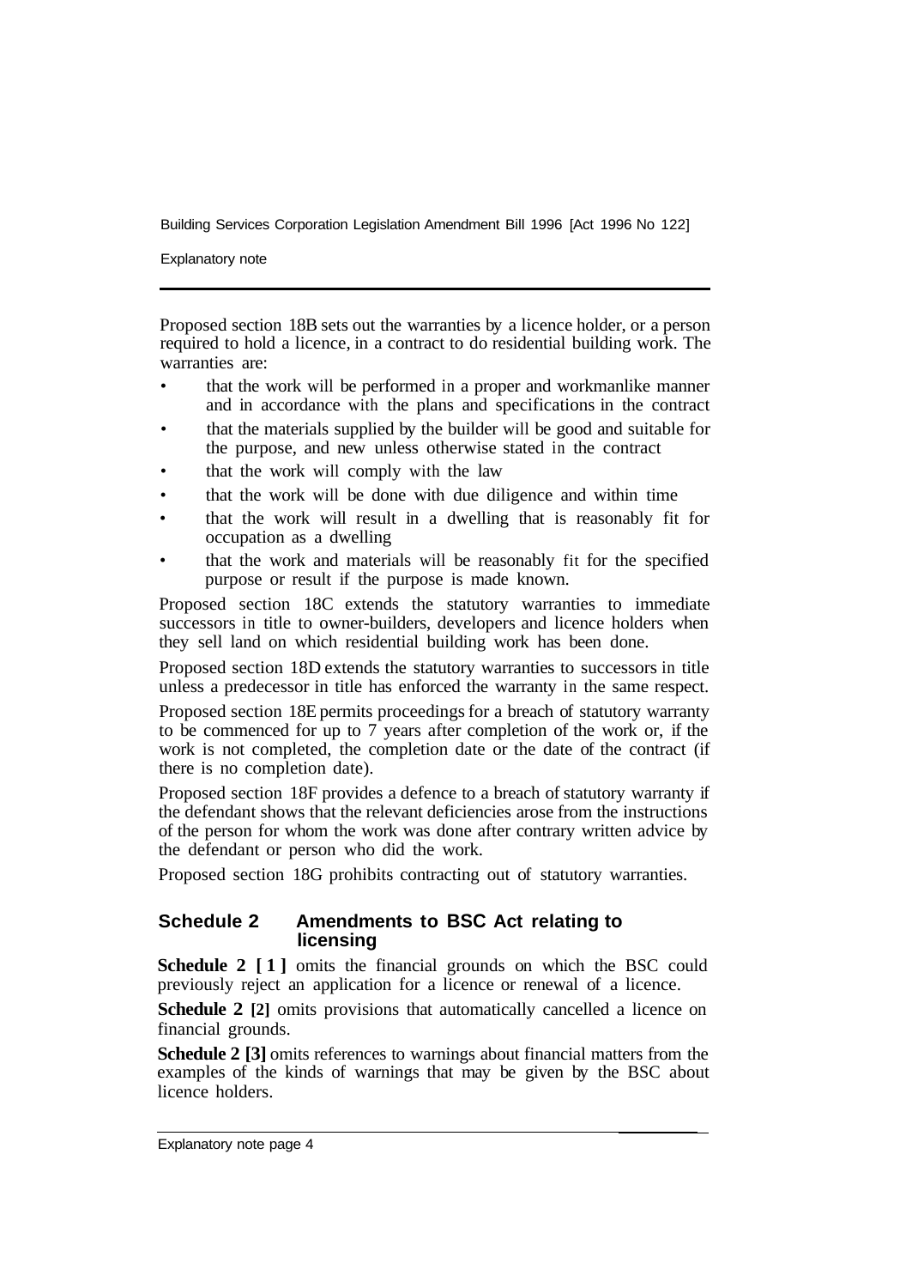Proposed section 18B sets out the warranties by a licence holder, or a person required to hold a licence, in a contract to do residential building work. The warranties are:

- that the work will be performed in a proper and workmanlike manner and in accordance with the plans and specifications in the contract
- that the materials supplied by the builder will be good and suitable for the purpose, and new unless otherwise stated in the contract
- that the work will comply with the law
- that the work will be done with due diligence and within time
- that the work will result in a dwelling that is reasonably fit for occupation as a dwelling
- that the work and materials will be reasonably fit for the specified purpose or result if the purpose is made known.

Proposed section 18C extends the statutory warranties to immediate successors in title to owner-builders, developers and licence holders when they sell land on which residential building work has been done.

Proposed section 18D extends the statutory warranties to successors in title unless a predecessor in title has enforced the warranty in the same respect.

Proposed section 18E permits proceedings for a breach of statutory warranty to be commenced for up to 7 years after completion of the work or, if the work is not completed, the completion date or the date of the contract (if there is no completion date).

Proposed section 18F provides a defence to a breach of statutory warranty if the defendant shows that the relevant deficiencies arose from the instructions of the person for whom the work was done after contrary written advice by the defendant or person who did the work.

Proposed section 18G prohibits contracting out of statutory warranties.

## Schedule 2 Amendments to BSC Act relating to licensing

**Schedule 2 [1]** omits the financial grounds on which the BSC could previously reject an application for a licence or renewal of a licence.

**Schedule 2 [2]** omits provisions that automatically cancelled a licence on financial grounds.

**Schedule 2 [3]** omits references to warnings about financial matters from the examples of the kinds of warnings that may be given by the BSC about licence holders.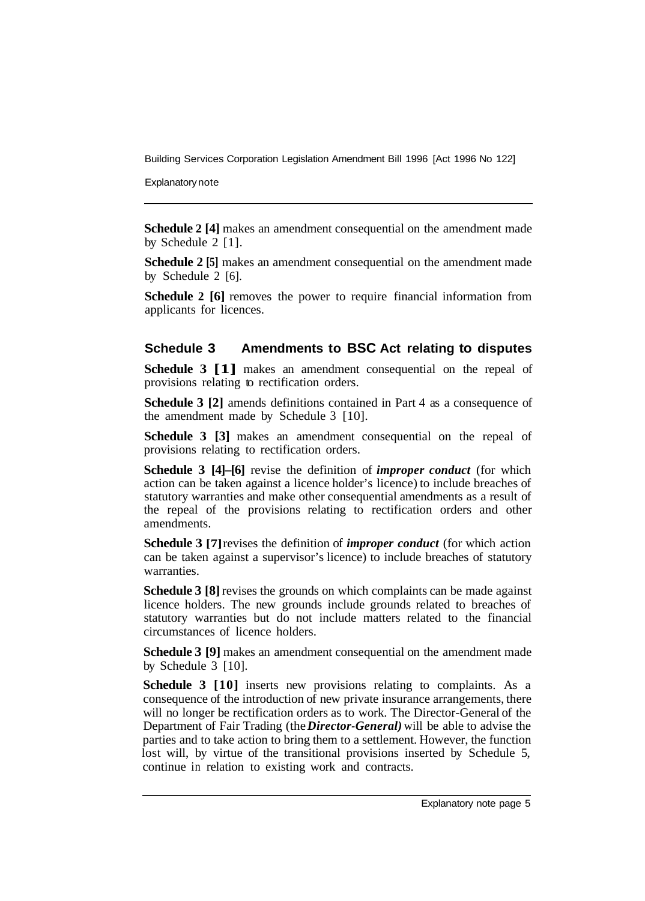**Schedule 2 [4]** makes an amendment consequential on the amendment made by Schedule 2 [1].

**Schedule 2 [5]** makes an amendment consequential on the amendment made by Schedule 2 [6].

**Schedule 2 [6]** removes the power to require financial information from applicants for licences.

## Schedule 3 Amendments to BSC Act relating to disputes

**Schedule 3 [1]** makes an amendment consequential on the repeal of provisions relating to rectification orders.

**Schedule 3 [2]** amends definitions contained in Part 4 as a consequence of the amendment made by Schedule 3 [10].

**Schedule 3 [3]** makes an amendment consequential on the repeal of provisions relating to rectification orders.

**Schedule 3 [4]–[6]** revise the definition of ***improper conduct*** (for which action can be taken against a licence holder's licence) to include breaches of statutory warranties and make other consequential amendments as a result of the repeal of the provisions relating to rectification orders and other amendments.

**Schedule 3 [7]** revises the definition of ***improper conduct*** (for which action can be taken against a supervisor's licence) to include breaches of statutory warranties.

**Schedule 3 [8]** revises the grounds on which complaints can be made against licence holders. The new grounds include grounds related to breaches of statutory warranties but do not include matters related to the financial circumstances of licence holders.

**Schedule 3 [9]** makes an amendment consequential on the amendment made by Schedule 3 [10].

**Schedule 3 [10]** inserts new provisions relating to complaints. As a consequence of the introduction of new private insurance arrangements, there will no longer be rectification orders as to work. The Director-General of the Department of Fair Trading (the ***Director-General)*** will be able to advise the parties and to take action to bring them to a settlement. However, the function lost will, by virtue of the transitional provisions inserted by Schedule 5, continue in relation to existing work and contracts.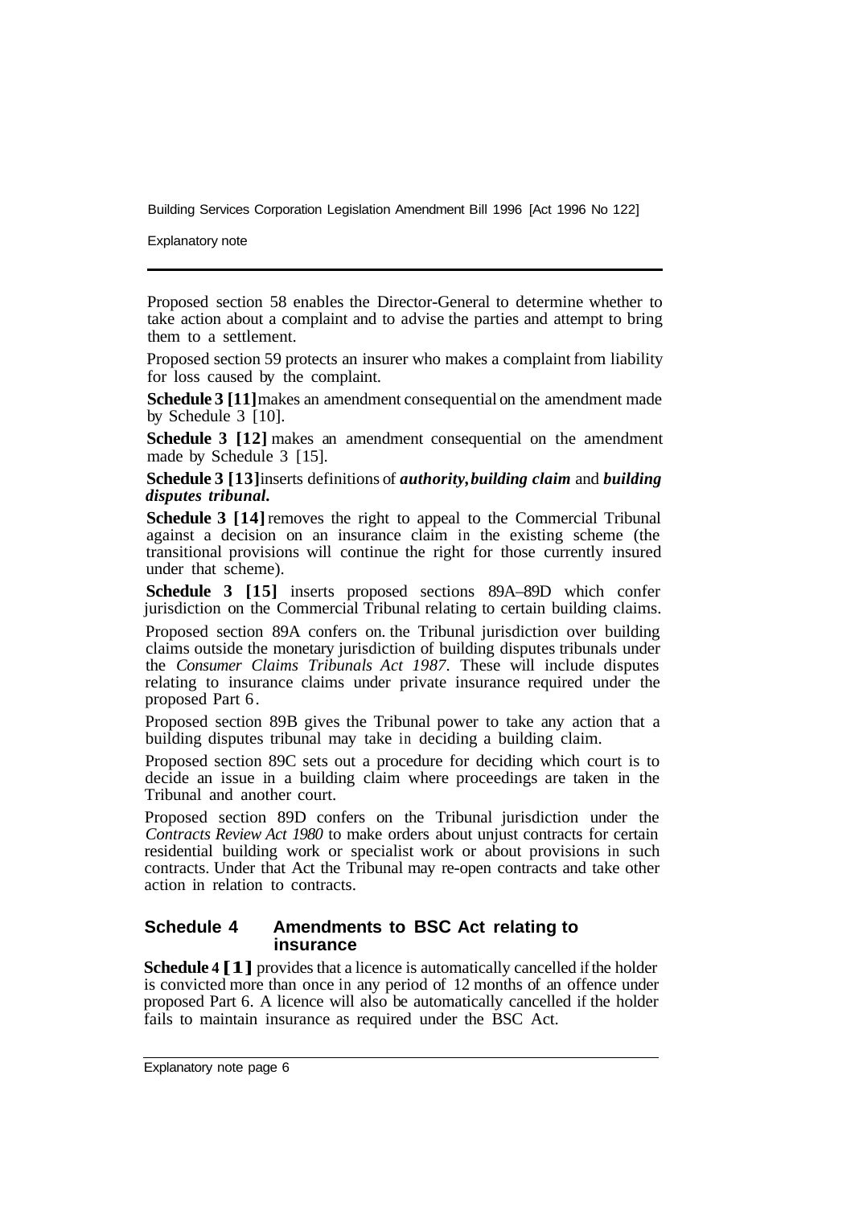Proposed section 58 enables the Director-General to determine whether to take action about a complaint and to advise the parties and attempt to bring them to a settlement.

Proposed section 59 protects an insurer who makes a complaint from liability for loss caused by the complaint.

**Schedule 3 [11]** makes an amendment consequential on the amendment made by Schedule 3 [10].

**Schedule 3 [12]** makes an amendment consequential on the amendment made by Schedule 3 [15].

**Schedule 3 [13]** inserts definitions of ***authority***, ***building claim*** and ***building disputes tribunal.***

**Schedule 3 [14]** removes the right to appeal to the Commercial Tribunal against a decision on an insurance claim in the existing scheme (the transitional provisions will continue the right for those currently insured under that scheme).

**Schedule 3 [15]** inserts proposed sections 89A–89D which confer jurisdiction on the Commercial Tribunal relating to certain building claims.

Proposed section 89A confers on the Tribunal jurisdiction over building claims outside the monetary jurisdiction of building disputes tribunals under the *Consumer Claims Tribunals Act 1987*. These will include disputes relating to insurance claims under private insurance required under the proposed Part 6.

Proposed section 89B gives the Tribunal power to take any action that a building disputes tribunal may take in deciding a building claim.

Proposed section 89C sets out a procedure for deciding which court is to decide an issue in a building claim where proceedings are taken in the Tribunal and another court.

Proposed section 89D confers on the Tribunal jurisdiction under the *Contracts Review Act 1980* to make orders about unjust contracts for certain residential building work or specialist work or about provisions in such contracts. Under that Act the Tribunal may re-open contracts and take other action in relation to contracts.

## Schedule 4 Amendments to BSC Act relating to insurance

**Schedule 4 [1]** provides that a licence is automatically cancelled if the holder is convicted more than once in any period of 12 months of an offence under proposed Part 6. A licence will also be automatically cancelled if the holder fails to maintain insurance as required under the BSC Act.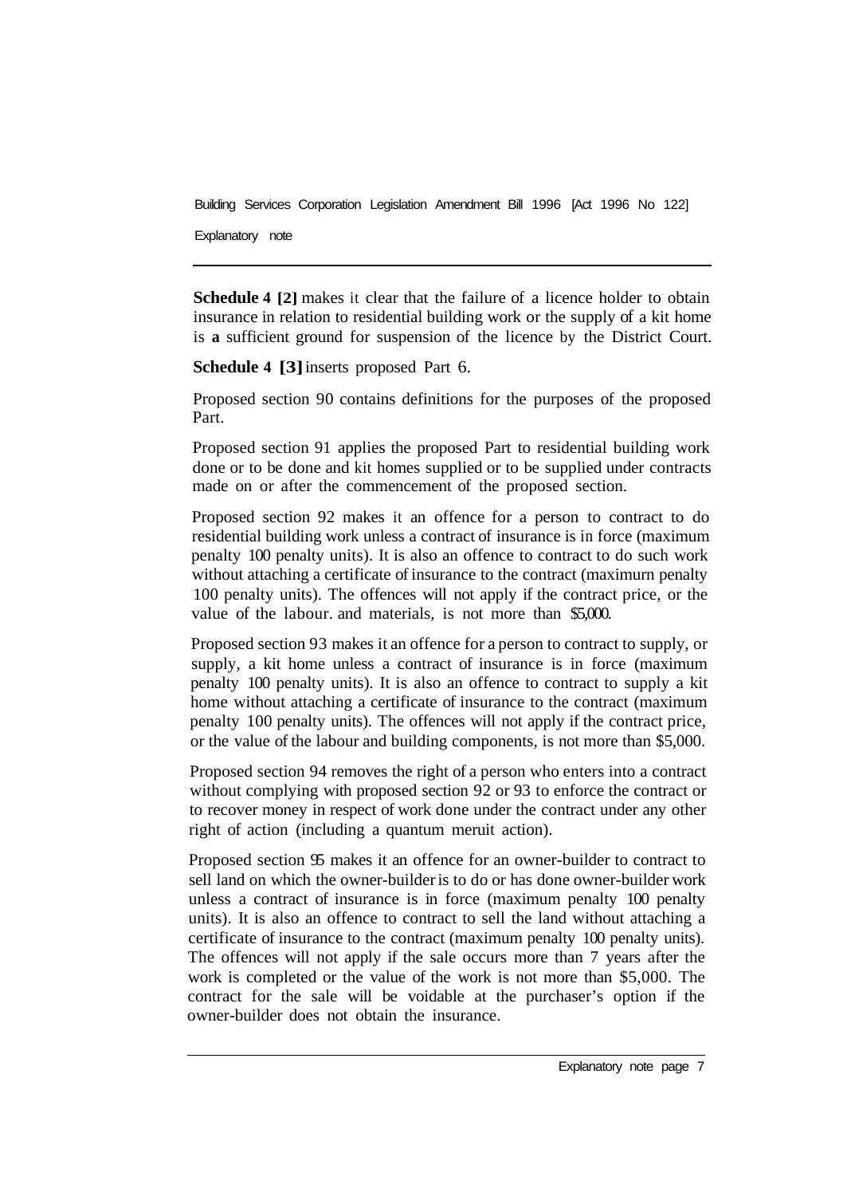**Schedule 4 [2]** makes it clear that the failure of a licence holder to obtain insurance in relation to residential building work or the supply of a kit home is **a** sufficient ground for suspension of the licence by the District Court.

**Schedule 4 [3]** inserts proposed Part 6.

Proposed section 90 contains definitions for the purposes of the proposed Part.

Proposed section 91 applies the proposed Part to residential building work done or to be done and kit homes supplied or to be supplied under contracts made on or after the commencement of the proposed section.

Proposed section 92 makes it an offence for a person to contract to do residential building work unless a contract of insurance is in force (maximum penalty 100 penalty units). It is also an offence to contract to do such work without attaching a certificate of insurance to the contract (maximurn penalty 100 penalty units). The offences will not apply if the contract price, or the value of the labour. and materials, is not more than $5,000.

Proposed section 93 makes it an offence for a person to contract to supply, or supply, a kit home unless a contract of insurance is in force (maximum penalty 100 penalty units). It is also an offence to contract to supply a kit home without attaching a certificate of insurance to the contract (maximum penalty 100 penalty units). The offences will not apply if the contract price, or the value of the labour and building components, is not more than $5,000.

Proposed section 94 removes the right of a person who enters into a contract without complying with proposed section 92 or 93 to enforce the contract or to recover money in respect of work done under the contract under any other right of action (including a quantum meruit action).

Proposed section 95 makes it an offence for an owner-builder to contract to sell land on which the owner-builder is to do or has done owner-builder work unless a contract of insurance is in force (maximum penalty 100 penalty units). It is also an offence to contract to sell the land without attaching a certificate of insurance to the contract (maximum penalty 100 penalty units). The offences will not apply if the sale occurs more than 7 years after the work is completed or the value of the work is not more than $5,000. The contract for the sale will be voidable at the purchaser's option if the owner-builder does not obtain the insurance.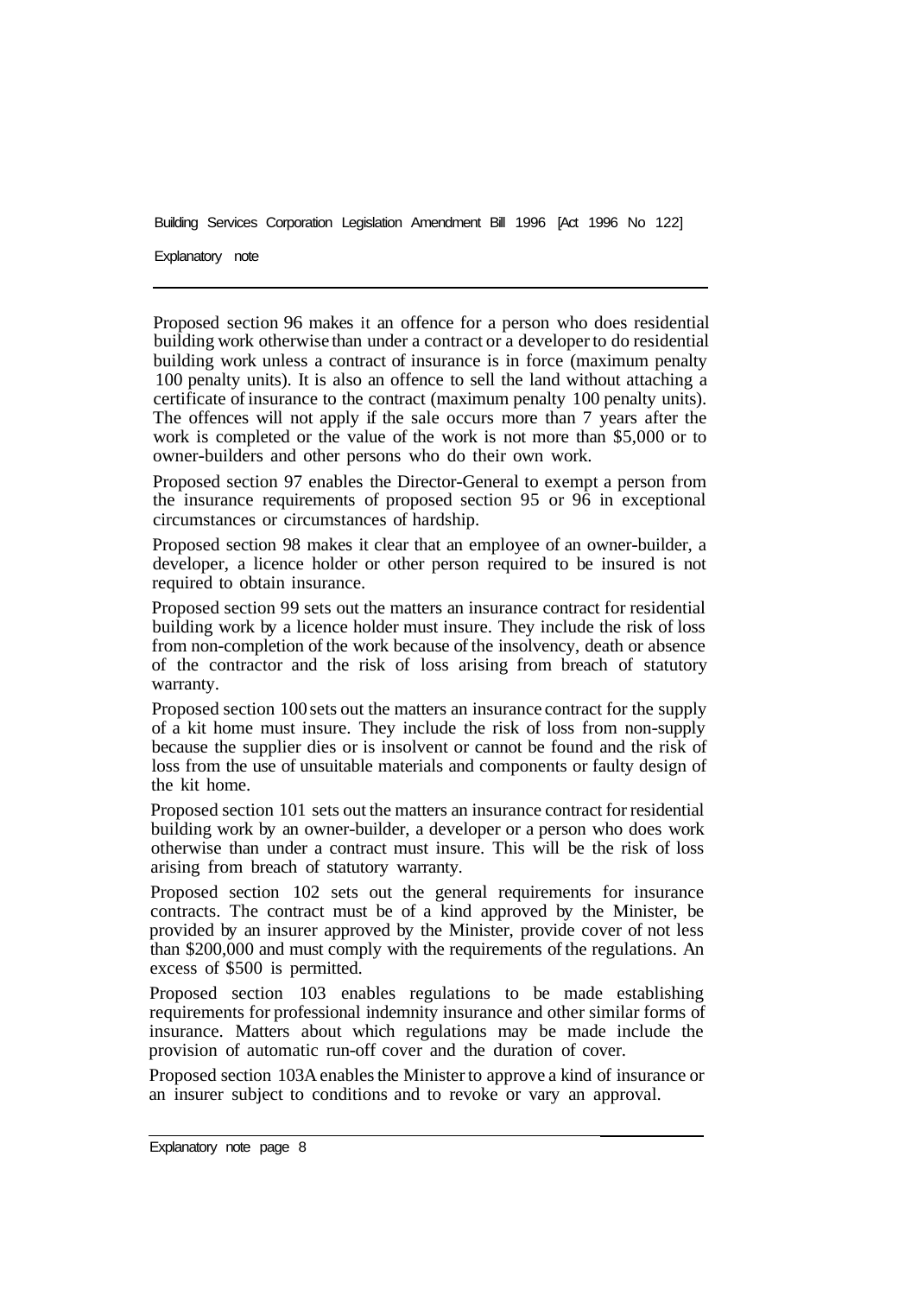Proposed section 96 makes it an offence for a person who does residential building work otherwise than under a contract or a developer to do residential building work unless a contract of insurance is in force (maximum penalty 100 penalty units). It is also an offence to sell the land without attaching a certificate of insurance to the contract (maximum penalty 100 penalty units). The offences will not apply if the sale occurs more than 7 years after the work is completed or the value of the work is not more than $5,000 or to owner-builders and other persons who do their own work.

Proposed section 97 enables the Director-General to exempt a person from the insurance requirements of proposed section 95 or 96 in exceptional circumstances or circumstances of hardship.

Proposed section 98 makes it clear that an employee of an owner-builder, a developer, a licence holder or other person required to be insured is not required to obtain insurance.

Proposed section 99 sets out the matters an insurance contract for residential building work by a licence holder must insure. They include the risk of loss from non-completion of the work because of the insolvency, death or absence of the contractor and the risk of loss arising from breach of statutory warranty.

Proposed section 100 sets out the matters an insurance contract for the supply of a kit home must insure. They include the risk of loss from non-supply because the supplier dies or is insolvent or cannot be found and the risk of loss from the use of unsuitable materials and components or faulty design of the kit home.

Proposed section 101 sets out the matters an insurance contract for residential building work by an owner-builder, a developer or a person who does work otherwise than under a contract must insure. This will be the risk of loss arising from breach of statutory warranty.

Proposed section 102 sets out the general requirements for insurance contracts. The contract must be of a kind approved by the Minister, be provided by an insurer approved by the Minister, provide cover of not less than $200,000 and must comply with the requirements of the regulations. An excess of $500 is permitted.

Proposed section 103 enables regulations to be made establishing requirements for professional indemnity insurance and other similar forms of insurance. Matters about which regulations may be made include the provision of automatic run-off cover and the duration of cover.

Proposed section 103A enables the Minister to approve a kind of insurance or an insurer subject to conditions and to revoke or vary an approval.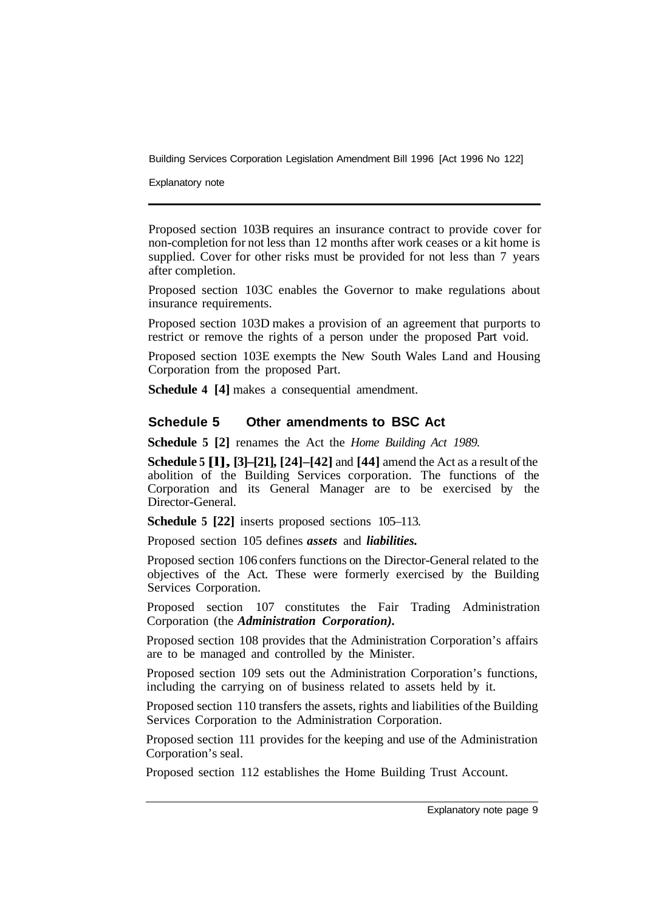Proposed section 103B requires an insurance contract to provide cover for non-completion for not less than 12 months after work ceases or a kit home is supplied. Cover for other risks must be provided for not less than 7 years after completion.

Proposed section 103C enables the Governor to make regulations about insurance requirements.

Proposed section 103D makes a provision of an agreement that purports to restrict or remove the rights of a person under the proposed Part void.

Proposed section 103E exempts the New South Wales Land and Housing Corporation from the proposed Part.

**Schedule 4 [4]** makes a consequential amendment.

## Schedule 5 Other amendments to BSC Act

**Schedule 5 [2]** renames the Act the *Home Building Act 1989.*

**Schedule 5 [1], [3]–[21], [24]–[42]** and **[44]** amend the Act as a result of the abolition of the Building Services corporation. The functions of the Corporation and its General Manager are to be exercised by the Director-General.

**Schedule 5 [22]** inserts proposed sections 105–113.

Proposed section 105 defines ***assets*** and ***liabilities.***

Proposed section 106 confers functions on the Director-General related to the objectives of the Act. These were formerly exercised by the Building Services Corporation.

Proposed section 107 constitutes the Fair Trading Administration Corporation (the ***Administration Corporation).***

Proposed section 108 provides that the Administration Corporation's affairs are to be managed and controlled by the Minister.

Proposed section 109 sets out the Administration Corporation's functions, including the carrying on of business related to assets held by it.

Proposed section 110 transfers the assets, rights and liabilities of the Building Services Corporation to the Administration Corporation.

Proposed section 111 provides for the keeping and use of the Administration Corporation's seal.

Proposed section 112 establishes the Home Building Trust Account.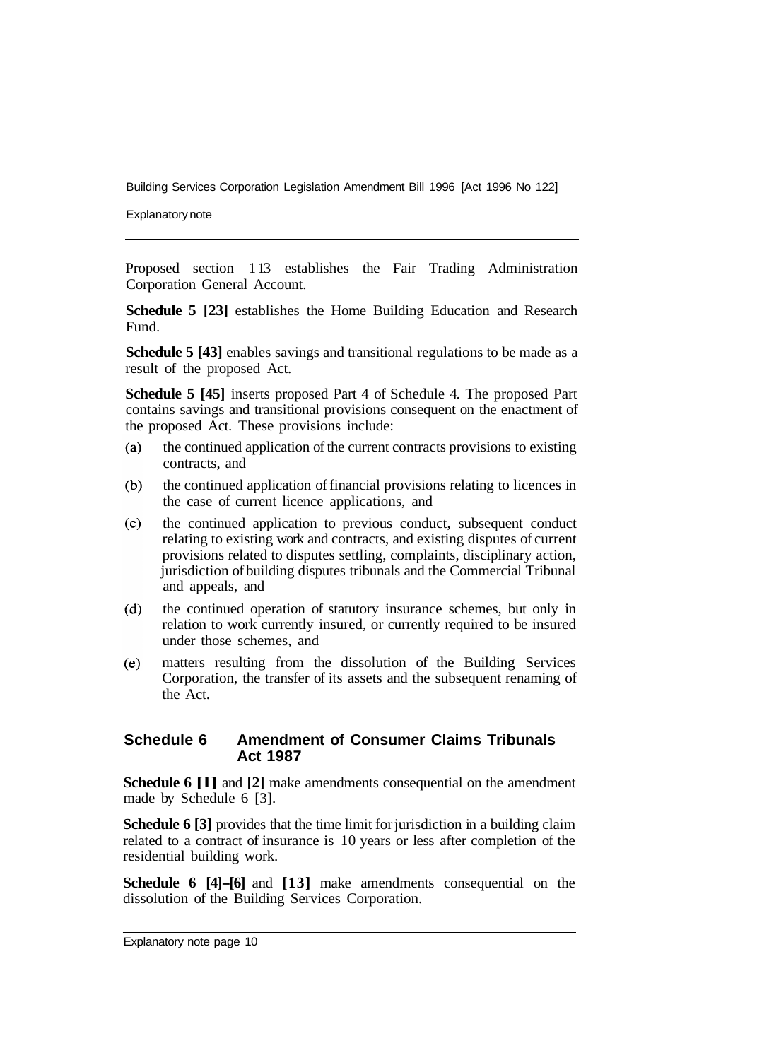Proposed section 113 establishes the Fair Trading Administration Corporation General Account.

**Schedule 5 [23]** establishes the Home Building Education and Research Fund.

**Schedule 5 [43]** enables savings and transitional regulations to be made as a result of the proposed Act.

**Schedule 5 [45]** inserts proposed Part 4 of Schedule 4. The proposed Part contains savings and transitional provisions consequent on the enactment of the proposed Act. These provisions include:

(a) the continued application of the current contracts provisions to existing contracts, and

(b) the continued application of financial provisions relating to licences in the case of current licence applications, and

(c) the continued application to previous conduct, subsequent conduct relating to existing work and contracts, and existing disputes of current provisions related to disputes settling, complaints, disciplinary action, jurisdiction of building disputes tribunals and the Commercial Tribunal and appeals, and

(d) the continued operation of statutory insurance schemes, but only in relation to work currently insured, or currently required to be insured under those schemes, and

(e) matters resulting from the dissolution of the Building Services Corporation, the transfer of its assets and the subsequent renaming of the Act.

## Schedule 6 Amendment of Consumer Claims Tribunals Act 1987

**Schedule 6 [1]** and **[2]** make amendments consequential on the amendment made by Schedule 6 [3].

**Schedule 6 [3]** provides that the time limit for jurisdiction in a building claim related to a contract of insurance is 10 years or less after completion of the residential building work.

**Schedule 6 [4]–[6]** and **[13]** make amendments consequential on the dissolution of the Building Services Corporation.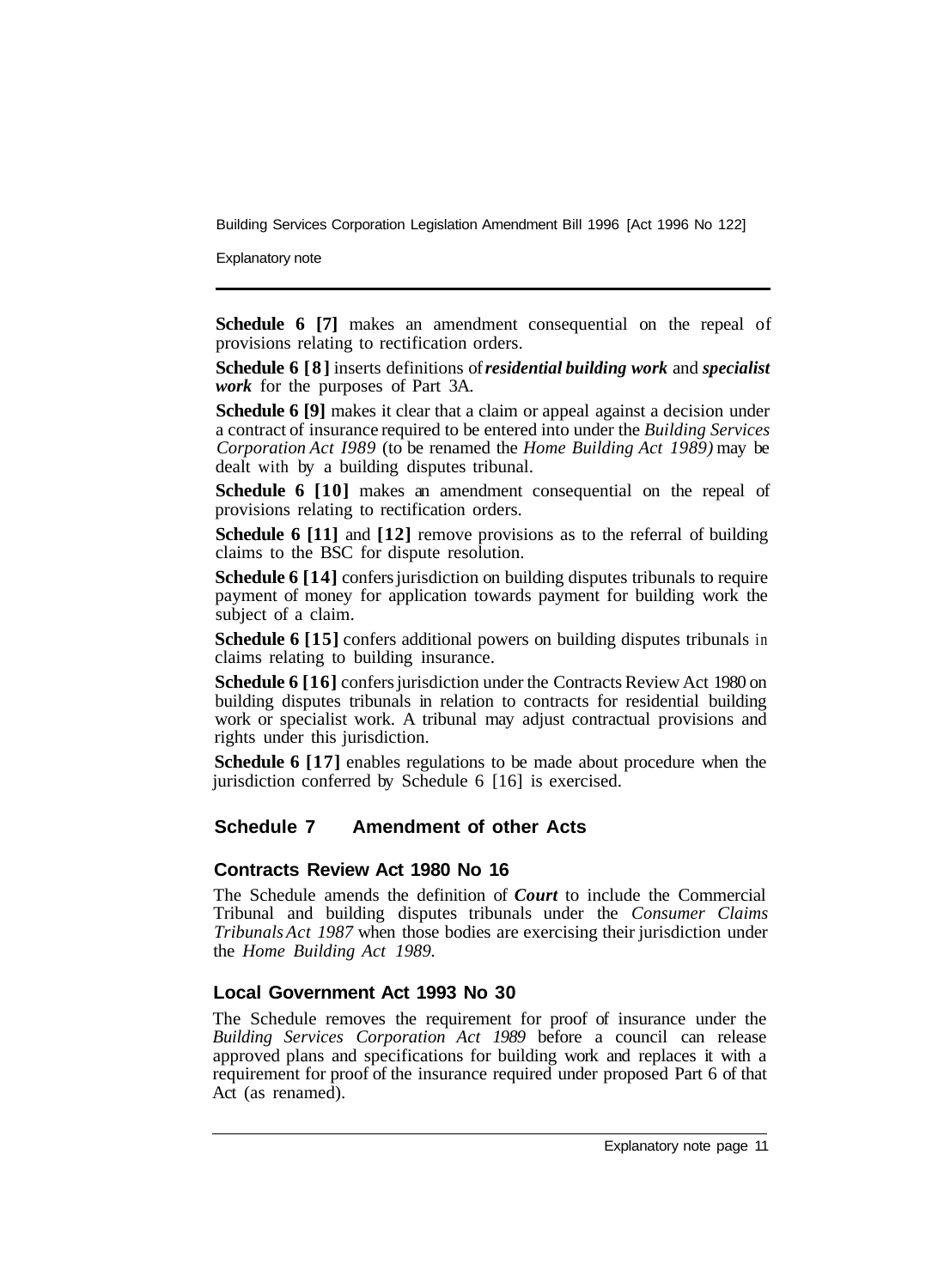**Schedule 6 [7]** makes an amendment consequential on the repeal of provisions relating to rectification orders.

**Schedule 6 [8]** inserts definitions of ***residential building work*** and ***specialist work*** for the purposes of Part 3A.

**Schedule 6 [9]** makes it clear that a claim or appeal against a decision under a contract of insurance required to be entered into under the *Building Services Corporation Act I989* (to be renamed the *Home Building Act 1989)* may be dealt with by a building disputes tribunal.

**Schedule 6 [10]** makes an amendment consequential on the repeal of provisions relating to rectification orders.

**Schedule 6 [11]** and **[12]** remove provisions as to the referral of building claims to the BSC for dispute resolution.

**Schedule 6 [14]** confers jurisdiction on building disputes tribunals to require payment of money for application towards payment for building work the subject of a claim.

**Schedule 6 [15]** confers additional powers on building disputes tribunals in claims relating to building insurance.

**Schedule 6 [16]** confers jurisdiction under the Contracts Review Act 1980 on building disputes tribunals in relation to contracts for residential building work or specialist work. A tribunal may adjust contractual provisions and rights under this jurisdiction.

**Schedule 6 [17]** enables regulations to be made about procedure when the jurisdiction conferred by Schedule 6 [16] is exercised.

## Schedule 7 Amendment of other Acts

### Contracts Review Act 1980 No 16

The Schedule amends the definition of ***Court*** to include the Commercial Tribunal and building disputes tribunals under the *Consumer Claims Tribunals Act 1987* when those bodies are exercising their jurisdiction under the *Home Building Act 1989*.

### Local Government Act 1993 No 30

The Schedule removes the requirement for proof of insurance under the *Building Services Corporation Act 1989* before a council can release approved plans and specifications for building work and replaces it with a requirement for proof of the insurance required under proposed Part 6 of that Act (as renamed).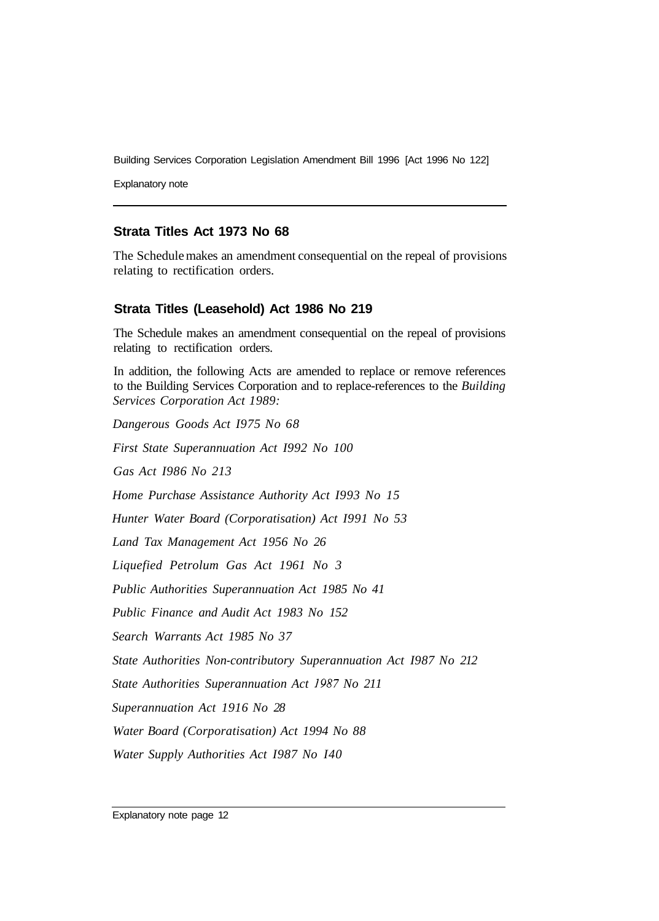### Strata Titles Act 1973 No 68

The Schedule makes an amendment consequential on the repeal of provisions relating to rectification orders.

### Strata Titles (Leasehold) Act 1986 No 219

The Schedule makes an amendment consequential on the repeal of provisions relating to rectification orders.

In addition, the following Acts are amended to replace or remove references to the Building Services Corporation and to replace-references to the *Building Services Corporation Act 1989:*

*Dangerous Goods Act I975 No 68*

*First State Superannuation Act I992 No 100*

*Gas Act I986 No 213*

*Home Purchase Assistance Authority Act I993 No 15*

*Hunter Water Board (Corporatisation) Act I991 No 53*

*Land Tax Management Act 1956 No 26*

*Liquefied Petrolum Gas Act 1961 No 3*

*Public Authorities Superannuation Act 1985 No 41*

*Public Finance and Audit Act 1983 No 152*

*Search Warrants Act 1985 No 37*

*State Authorities Non-contributory Superannuation Act I987 No 212*

*State Authorities Superannuation Act 1987 No 211*

*Superannuation Act 1916 No 28*

*Water Board (Corporatisation) Act 1994 No 88*

*Water Supply Authorities Act I987 No I40*